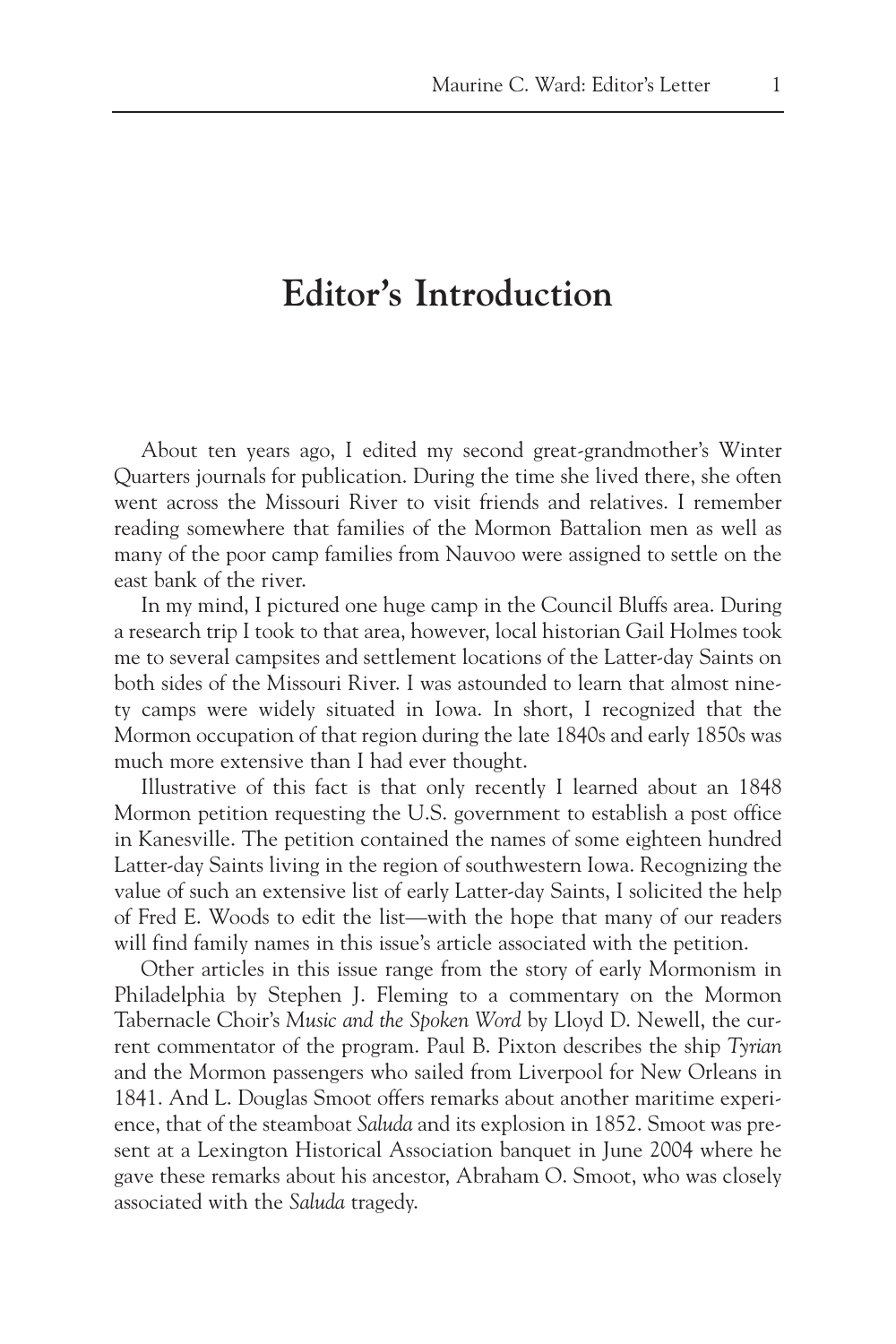# Editor's Introduction

About ten years ago, I edited my second great-grandmother's Winter Quarters journals for publication. During the time she lived there, she often went across the Missouri River to visit friends and relatives. I remember reading somewhere that families of the Mormon Battalion men as well as many of the poor camp families from Nauvoo were assigned to settle on the east bank of the river.

In my mind, I pictured one huge camp in the Council Bluffs area. During a research trip I took to that area, however, local historian Gail Holmes took me to several campsites and settlement locations of the Latter-day Saints on both sides of the Missouri River. I was astounded to learn that almost ninety camps were widely situated in Iowa. In short, I recognized that the Mormon occupation of that region during the late 1840s and early 1850s was much more extensive than I had ever thought.

Illustrative of this fact is that only recently I learned about an 1848 Mormon petition requesting the U.S. government to establish a post office in Kanesville. The petition contained the names of some eighteen hundred Latter-day Saints living in the region of southwestern Iowa. Recognizing the value of such an extensive list of early Latter-day Saints, I solicited the help of Fred E. Woods to edit the list—with the hope that many of our readers will find family names in this issue's article associated with the petition.

Other articles in this issue range from the story of early Mormonism in Philadelphia by Stephen J. Fleming to a commentary on the Mormon Tabernacle Choir's *Music and the Spoken Word* by Lloyd D. Newell, the current commentator of the program. Paul B. Pixton describes the ship *Tyrian* and the Mormon passengers who sailed from Liverpool for New Orleans in 1841. And L. Douglas Smoot offers remarks about another maritime experience, that of the steamboat *Saluda* and its explosion in 1852. Smoot was present at a Lexington Historical Association banquet in June 2004 where he gave these remarks about his ancestor, Abraham O. Smoot, who was closely associated with the *Saluda* tragedy.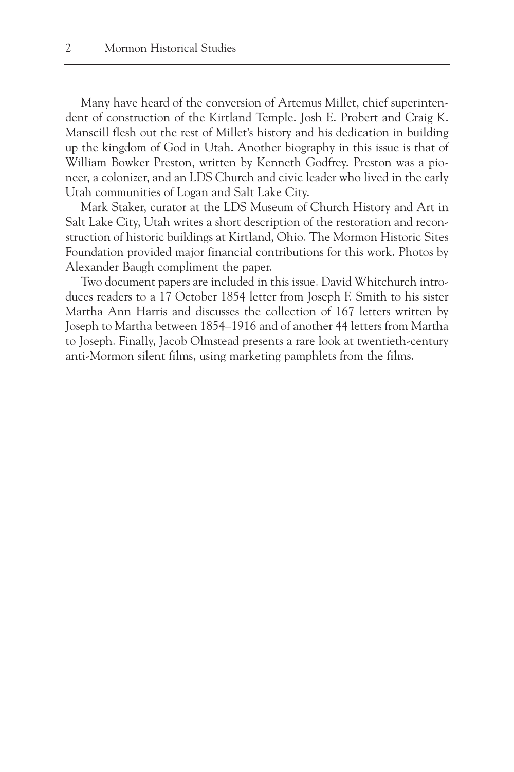Many have heard of the conversion of Artemus Millet, chief superintendent of construction of the Kirtland Temple. Josh E. Probert and Craig K. Manscill flesh out the rest of Millet's history and his dedication in building up the kingdom of God in Utah. Another biography in this issue is that of William Bowker Preston, written by Kenneth Godfrey. Preston was a pioneer, a colonizer, and an LDS Church and civic leader who lived in the early Utah communities of Logan and Salt Lake City.

Mark Staker, curator at the LDS Museum of Church History and Art in Salt Lake City, Utah writes a short description of the restoration and reconstruction of historic buildings at Kirtland, Ohio. The Mormon Historic Sites Foundation provided major financial contributions for this work. Photos by Alexander Baugh compliment the paper.

Two document papers are included in this issue. David Whitchurch introduces readers to a 17 October 1854 letter from Joseph F. Smith to his sister Martha Ann Harris and discusses the collection of 167 letters written by Joseph to Martha between 1854–1916 and of another 44 letters from Martha to Joseph. Finally, Jacob Olmstead presents a rare look at twentieth-century anti-Mormon silent films, using marketing pamphlets from the films.